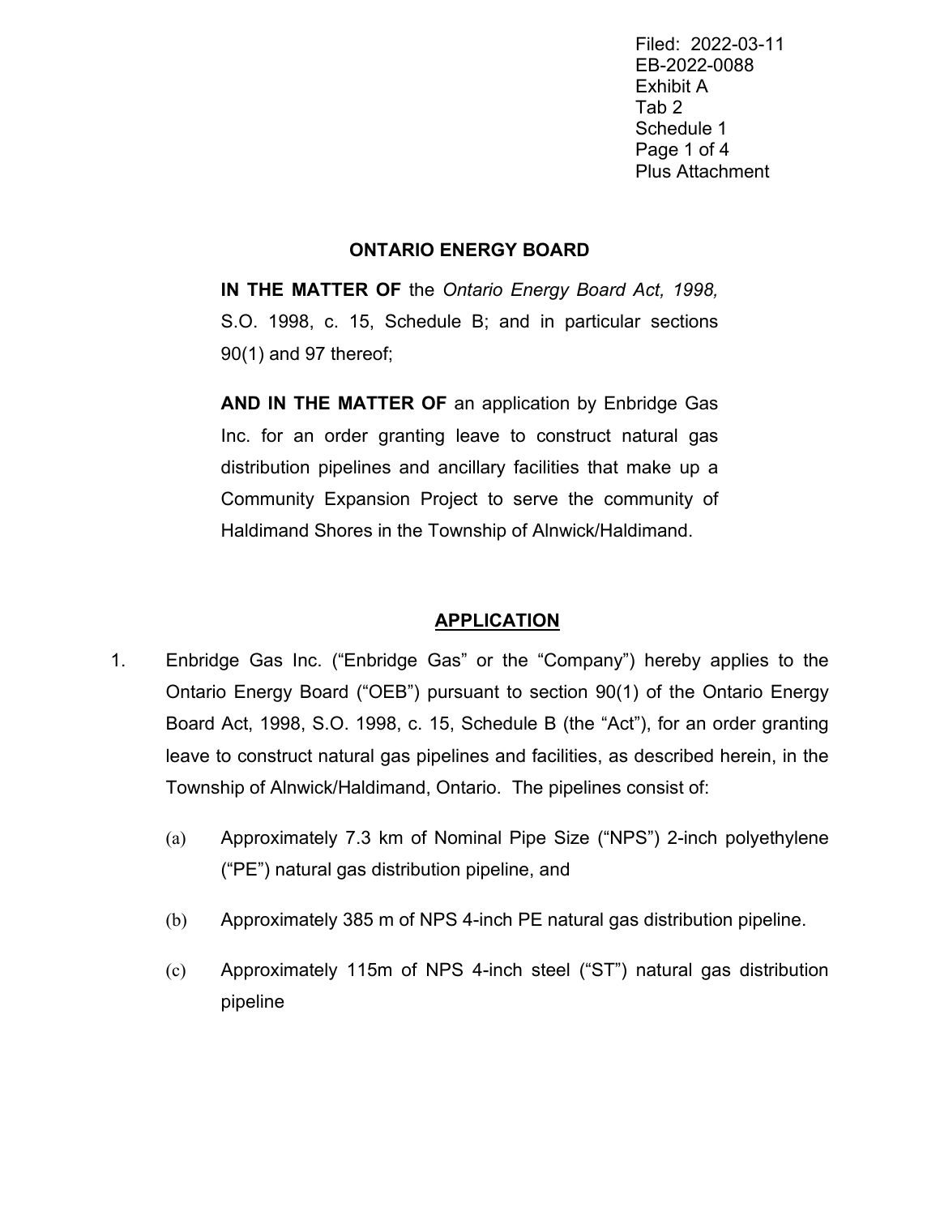Filed: 2022-03-11
EB-2022-0088
Exhibit A
Tab 2
Schedule 1
Plus Attachment

# ONTARIO ENERGY BOARD

**IN THE MATTER OF** the *Ontario Energy Board Act, 1998,* S.O. 1998, c. 15, Schedule B; and in particular sections 90(1) and 97 thereof;

**AND IN THE MATTER OF** an application by Enbridge Gas Inc. for an order granting leave to construct natural gas distribution pipelines and ancillary facilities that make up a Community Expansion Project to serve the community of Haldimand Shores in the Township of Alnwick/Haldimand.

## APPLICATION

1. Enbridge Gas Inc. ("Enbridge Gas" or the "Company") hereby applies to the Ontario Energy Board ("OEB") pursuant to section 90(1) of the Ontario Energy Board Act, 1998, S.O. 1998, c. 15, Schedule B (the "Act"), for an order granting leave to construct natural gas pipelines and facilities, as described herein, in the Township of Alnwick/Haldimand, Ontario. The pipelines consist of:

   (a) Approximately 7.3 km of Nominal Pipe Size ("NPS") 2-inch polyethylene ("PE") natural gas distribution pipeline, and

   (b) Approximately 385 m of NPS 4-inch PE natural gas distribution pipeline.

   (c) Approximately 115m of NPS 4-inch steel ("ST") natural gas distribution pipeline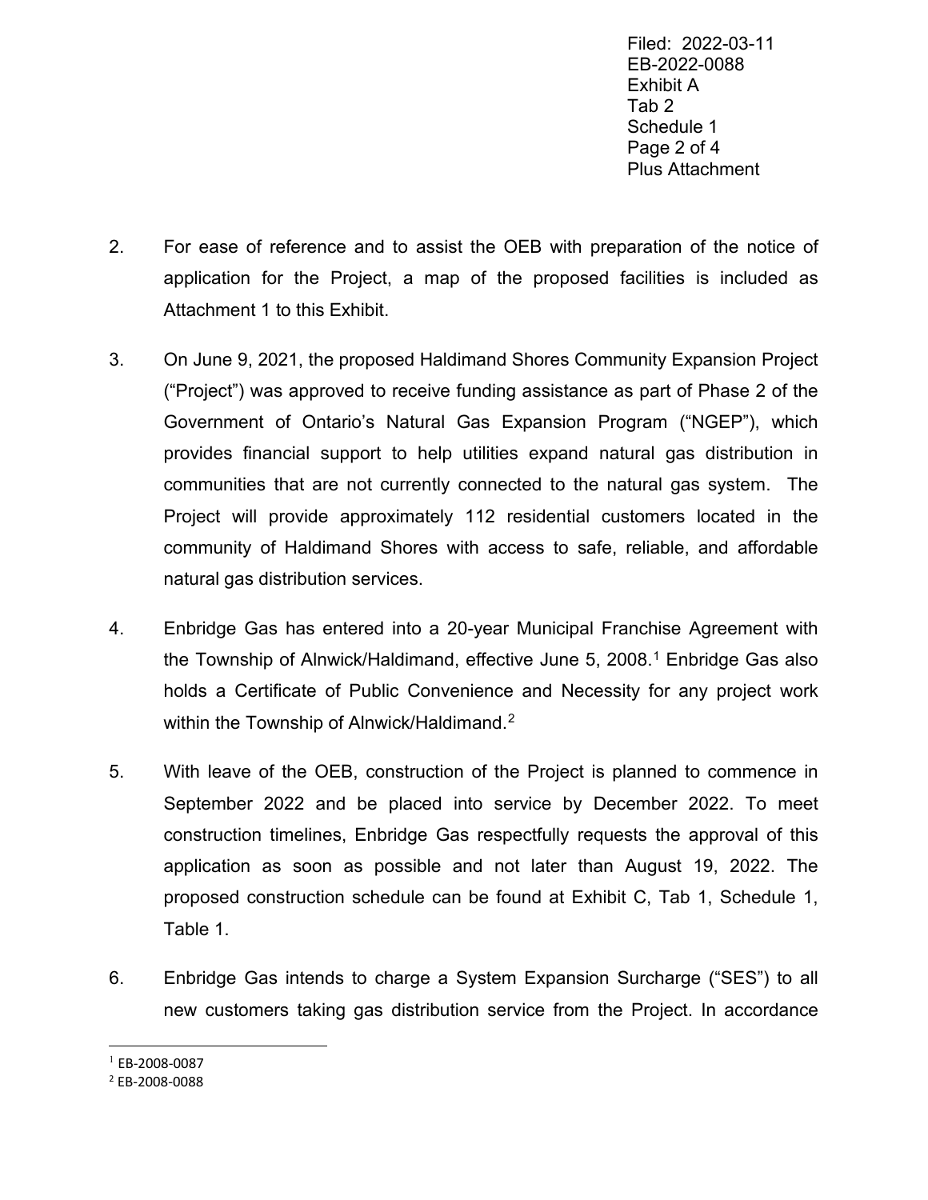2. For ease of reference and to assist the OEB with preparation of the notice of application for the Project, a map of the proposed facilities is included as Attachment 1 to this Exhibit.

3. On June 9, 2021, the proposed Haldimand Shores Community Expansion Project ("Project") was approved to receive funding assistance as part of Phase 2 of the Government of Ontario's Natural Gas Expansion Program ("NGEP"), which provides financial support to help utilities expand natural gas distribution in communities that are not currently connected to the natural gas system. The Project will provide approximately 112 residential customers located in the community of Haldimand Shores with access to safe, reliable, and affordable natural gas distribution services.

4. Enbridge Gas has entered into a 20-year Municipal Franchise Agreement with the Township of Alnwick/Haldimand, effective June 5, 2008.[1] Enbridge Gas also holds a Certificate of Public Convenience and Necessity for any project work within the Township of Alnwick/Haldimand.[2]

5. With leave of the OEB, construction of the Project is planned to commence in September 2022 and be placed into service by December 2022. To meet construction timelines, Enbridge Gas respectfully requests the approval of this application as soon as possible and not later than August 19, 2022. The proposed construction schedule can be found at Exhibit C, Tab 1, Schedule 1, Table 1.

6. Enbridge Gas intends to charge a System Expansion Surcharge ("SES") to all new customers taking gas distribution service from the Project. In accordance

---

[1] EB-2008-0087

[2] EB-2008-0088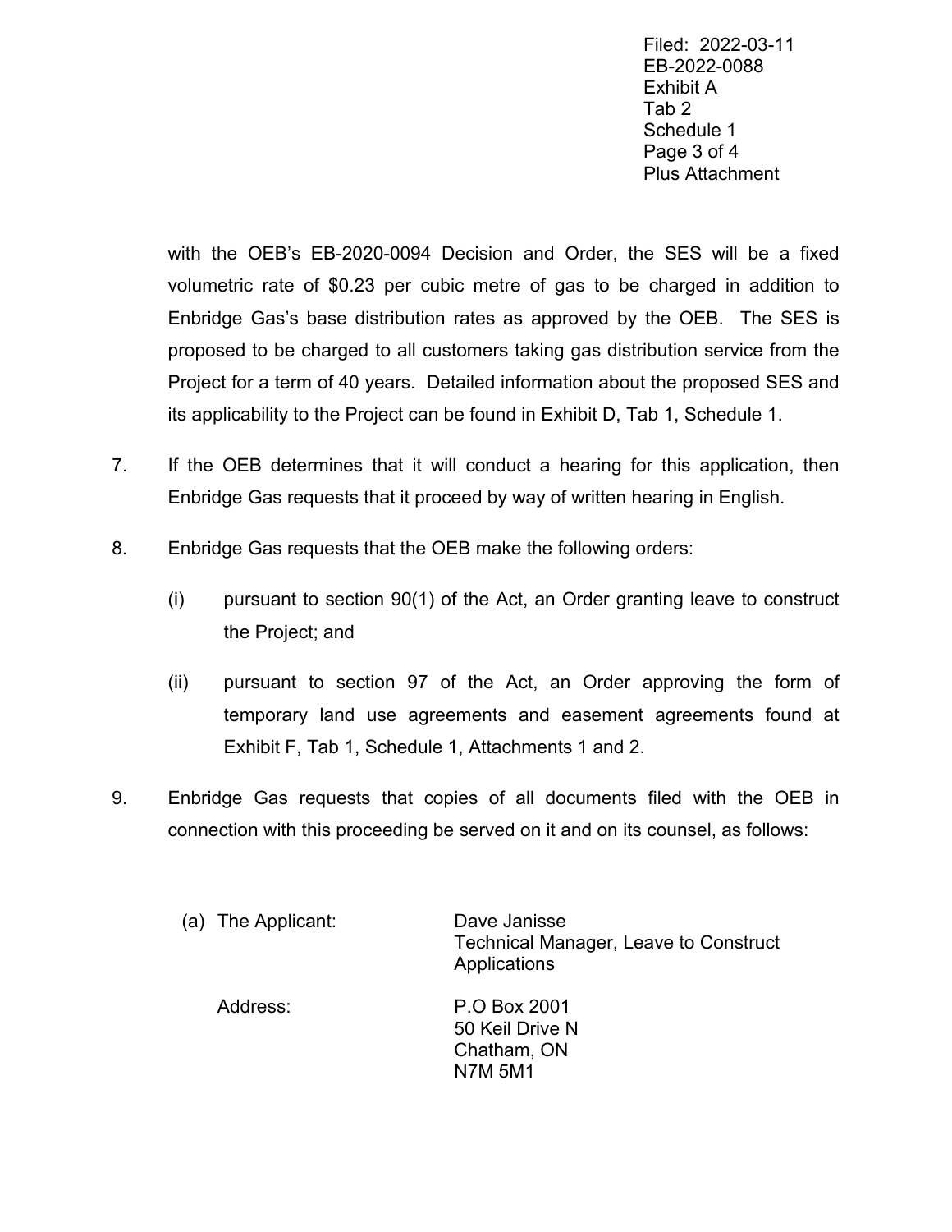with the OEB's EB-2020-0094 Decision and Order, the SES will be a fixed volumetric rate of $0.23 per cubic metre of gas to be charged in addition to Enbridge Gas's base distribution rates as approved by the OEB. The SES is proposed to be charged to all customers taking gas distribution service from the Project for a term of 40 years. Detailed information about the proposed SES and its applicability to the Project can be found in Exhibit D, Tab 1, Schedule 1.

7. If the OEB determines that it will conduct a hearing for this application, then Enbridge Gas requests that it proceed by way of written hearing in English.

8. Enbridge Gas requests that the OEB make the following orders:

   (i) pursuant to section 90(1) of the Act, an Order granting leave to construct the Project; and

   (ii) pursuant to section 97 of the Act, an Order approving the form of temporary land use agreements and easement agreements found at Exhibit F, Tab 1, Schedule 1, Attachments 1 and 2.

9. Enbridge Gas requests that copies of all documents filed with the OEB in connection with this proceeding be served on it and on its counsel, as follows:

   (a) The Applicant: Dave Janisse
   Technical Manager, Leave to Construct Applications

   Address: P.O Box 2001
   50 Keil Drive N
   Chatham, ON
   N7M 5M1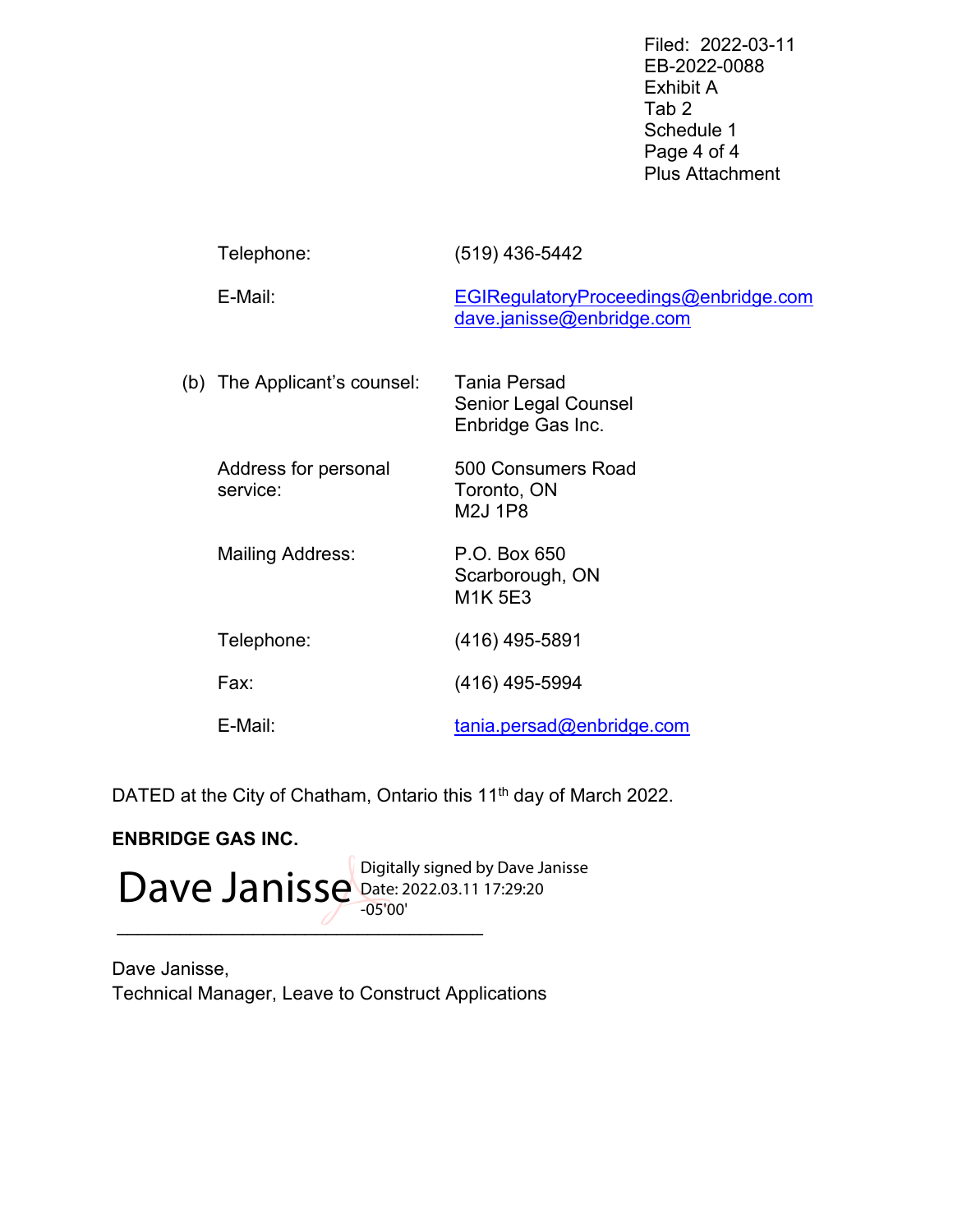Filed: 2022-03-11
EB-2022-0088
Exhibit A
Tab 2
Schedule 1
Plus Attachment

| | | |
|---|---|---|
| | Telephone: | (519) 436-5442 |
| | E-Mail: | EGIRegulatoryProceedings@enbridge.com<br>dave.janisse@enbridge.com |
| (b) | The Applicant's counsel: | Tania Persad<br>Senior Legal Counsel<br>Enbridge Gas Inc. |
| | Address for personal service: | 500 Consumers Road<br>Toronto, ON<br>M2J 1P8 |
| | Mailing Address: | P.O. Box 650<br>Scarborough, ON<br>M1K 5E3 |
| | Telephone: | (416) 495-5891 |
| | Fax: | (416) 495-5994 |
| | E-Mail: | tania.persad@enbridge.com |

DATED at the City of Chatham, Ontario this 11th day of March 2022.

**ENBRIDGE GAS INC.**

Dave Janisse
Digitally signed by Dave Janisse
Date: 2022.03.11 17:29:20 -05'00'

\_\_\_\_\_\_\_\_\_\_\_\_\_\_\_\_\_\_\_\_\_\_\_\_\_\_\_\_\_\_\_\_\_\_\_\_

Dave Janisse,
Technical Manager, Leave to Construct Applications